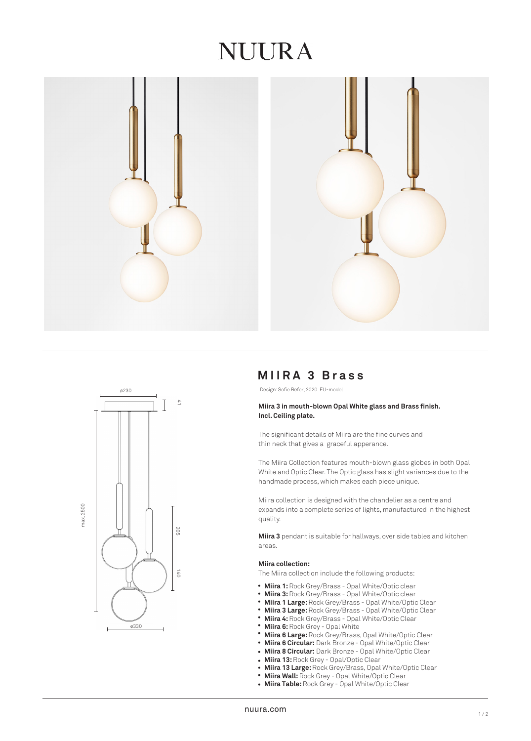# NUURA

## MIIRA 3 Brass

Design: Sofie Refer, 2020. EU-model.

**Miira 3 in mouth-blown Opal White glass and Brass finish. Incl. Ceiling plate.**

The significant details of Miira are the fine curves and thin neck that gives a graceful apperance.

The Miira Collection features mouth-blown glass globes in both Opal White and Optic Clear. The Optic glass has slight variances due to the handmade process, which makes each piece unique.

Miira collection is designed with the chandelier as a centre and expands into a complete series of lights, manufactured in the highest quality.

**Miira 3** pendant is suitable for hallways, over side tables and kitchen areas.

**Miira collection:**

The Miira collection include the following products:

- **Miira 1:** Rock Grey/Brass - Opal White/Optic clear
- **Miira 3:** Rock Grey/Brass - Opal White/Optic clear
- **Miira 1 Large:** Rock Grey/Brass - Opal White/Optic Clear
- **Miira 3 Large:** Rock Grey/Brass - Opal White/Optic Clear
- **Miira 4:** Rock Grey/Brass - Opal White/Optic Clear
- **Miira 6:** Rock Grey - Opal White
- **Miira 6 Large:** Rock Grey/Brass, Opal White/Optic Clear
- **Miira 6 Circular:** Dark Bronze - Opal White/Optic Clear
- **Miira 8 Circular:** Dark Bronze - Opal White/Optic Clear
- **Miira 13:** Rock Grey - Opal/Optic Clear
- **Miira 13 Large:** Rock Grey/Brass, Opal White/Optic Clear
- **Miira Wall:** Rock Grey - Opal White/Optic Clear
- **Miira Table:** Rock Grey - Opal White/Optic Clear

nuura.com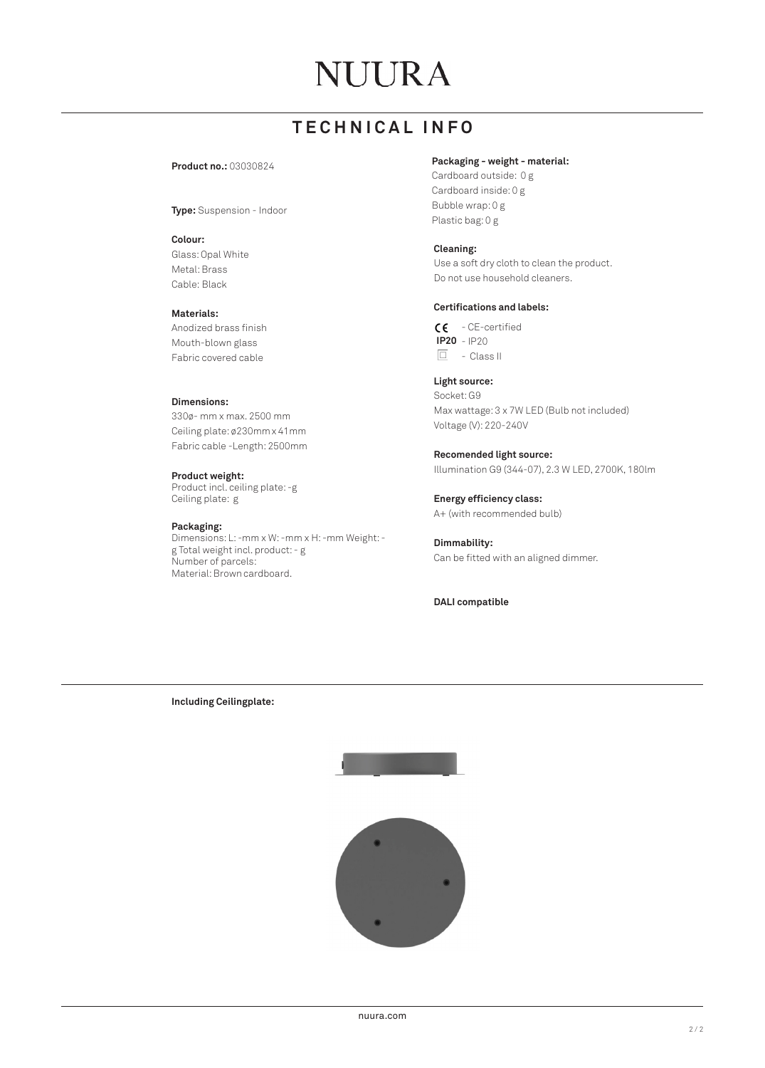# NUURA

## TECHNICAL INFO

**Product no.:** 03030824

**Type:** Suspension - Indoor

**Colour:**
Glass: Opal White
Metal: Brass
Cable: Black

**Materials:**
Anodized brass finish
Mouth-blown glass
Fabric covered cable

**Dimensions:**
330ø- mm x max. 2500 mm
Ceiling plate: ø230mm x 41mm
Fabric cable -Length: 2500mm

**Product weight:**
Product incl. ceiling plate: -g
Ceiling plate: g

**Packaging:**
Dimensions: L: -mm x W: -mm x H: -mm Weight: -g Total weight incl. product: - g
Number of parcels:
Material: Brown cardboard.

**Packaging - weight - material:**
Cardboard outside: 0 g
Cardboard inside: 0 g
Bubble wrap: 0 g
Plastic bag: 0 g

**Cleaning:**
Use a soft dry cloth to clean the product.
Do not use household cleaners.

**Certifications and labels:**

CE - CE-certified
IP20 - IP20
- Class II

**Light source:**
Socket: G9
Max wattage: 3 x 7W LED (Bulb not included)
Voltage (V): 220-240V

**Recomended light source:**
Illumination G9 (344-07), 2.3 W LED, 2700K, 180lm

**Energy efficiency class:**
A+ (with recommended bulb)

**Dimmability:**
Can be fitted with an aligned dimmer.

**DALI compatible**

**Including Ceilingplate:**

nuura.com